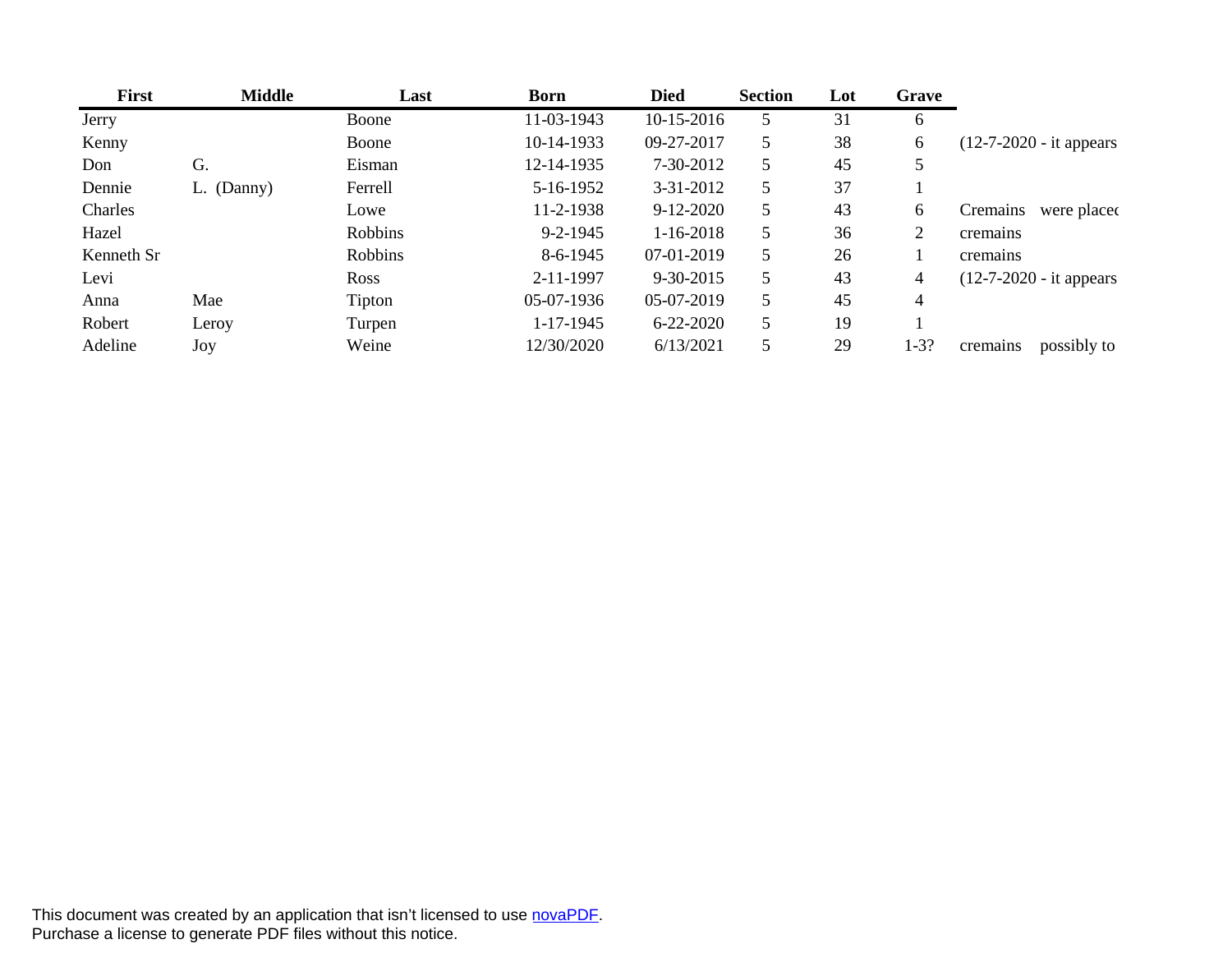| First | Middle | Last | Born | Died | Section | Lot | Grave | |
|---|---|---|---|---|---|---|---|---|
| Jerry | | Boone | 11-03-1943 | 10-15-2016 | 5 | 31 | 6 | |
| Kenny | | Boone | 10-14-1933 | 09-27-2017 | 5 | 38 | 6 | (12-7-2020 - it appears |
| Don | G. | Eisman | 12-14-1935 | 7-30-2012 | 5 | 45 | 5 | |
| Dennie | L. (Danny) | Ferrell | 5-16-1952 | 3-31-2012 | 5 | 37 | 1 | |
| Charles | | Lowe | 11-2-1938 | 9-12-2020 | 5 | 43 | 6 | Cremains were placed |
| Hazel | | Robbins | 9-2-1945 | 1-16-2018 | 5 | 36 | 2 | cremains |
| Kenneth Sr | | Robbins | 8-6-1945 | 07-01-2019 | 5 | 26 | 1 | cremains |
| Levi | | Ross | 2-11-1997 | 9-30-2015 | 5 | 43 | 4 | (12-7-2020 - it appears |
| Anna | Mae | Tipton | 05-07-1936 | 05-07-2019 | 5 | 45 | 4 | |
| Robert | Leroy | Turpen | 1-17-1945 | 6-22-2020 | 5 | 19 | 1 | |
| Adeline | Joy | Weine | 12/30/2020 | 6/13/2021 | 5 | 29 | 1-3? | cremains possibly to |

This document was created by an application that isn't licensed to use novaPDF.
Purchase a license to generate PDF files without this notice.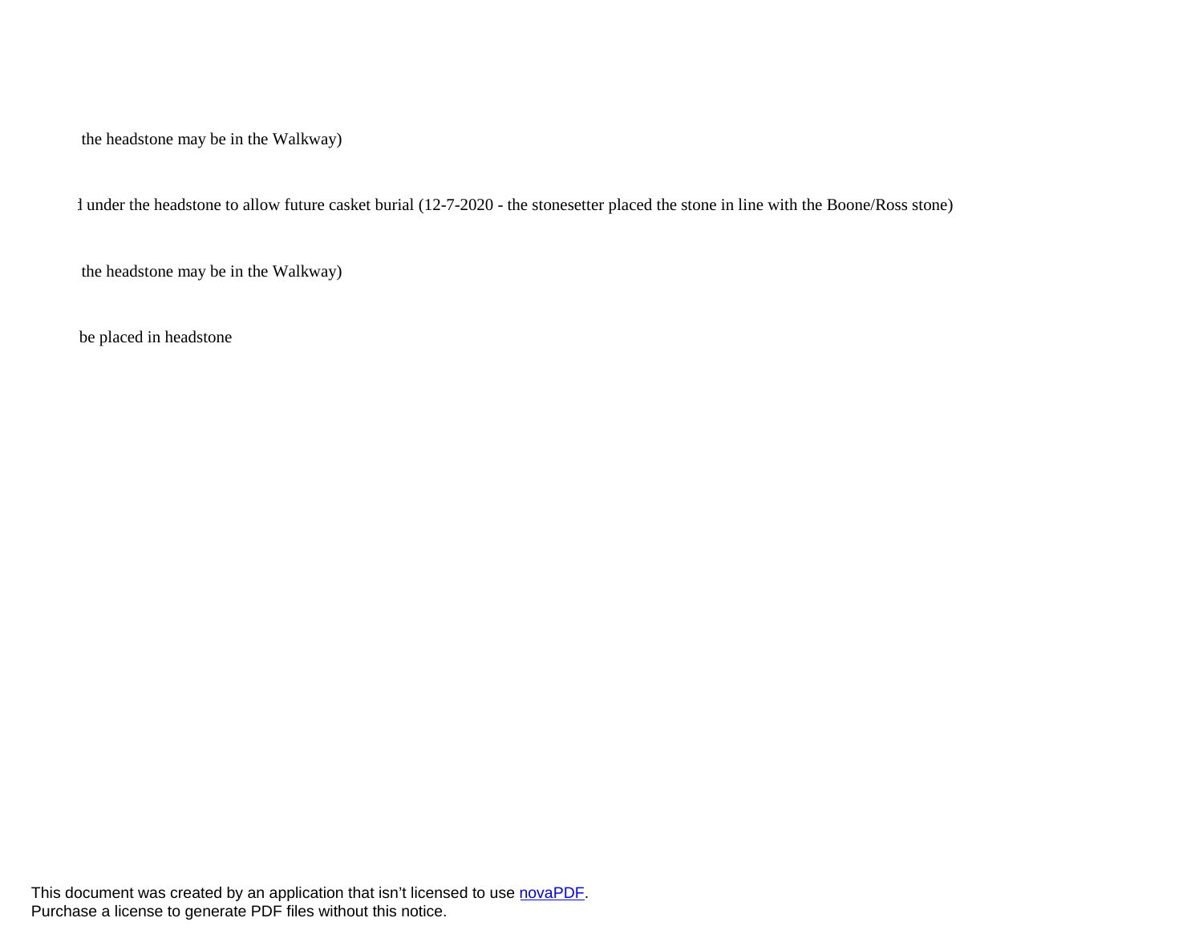the headstone may be in the Walkway)

d under the headstone to allow future casket burial (12-7-2020 - the stonesetter placed the stone in line with the Boone/Ross stone)

the headstone may be in the Walkway)

be placed in headstone

This document was created by an application that isn't licensed to use novaPDF.
Purchase a license to generate PDF files without this notice.